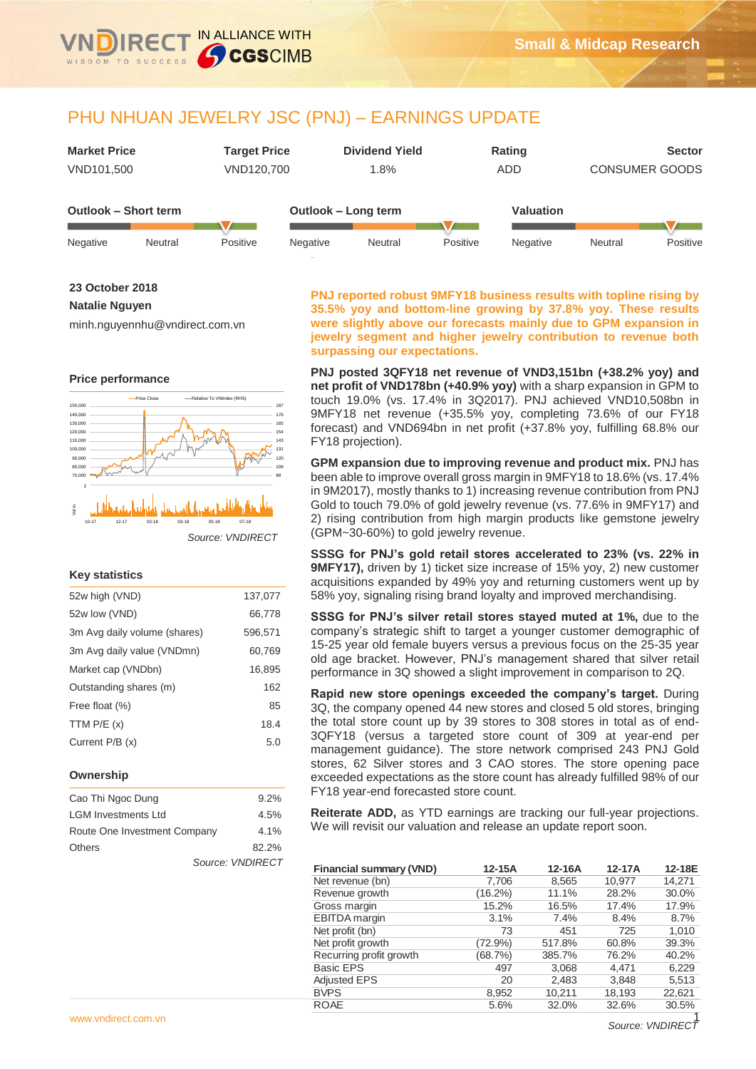# PHU NHUAN JEWELRY JSC (PNJ) – EARNINGS UPDATE

| Market Price | Target Price | Dividend Yield | Rating | Sector |
|---|---|---|---|---|
| VND101,500 | VND120,700 | 1.8% | ADD | CONSUMER GOODS |

| Outlook – Short term | Outlook – Long term | Valuation |
|---|---|---|
| Positive | Positive | Positive |

**23 October 2018**

**Natalie Nguyen**

minh.nguyennhu@vndirect.com.vn

### Price performance

*Source: VNDIRECT*

### Key statistics

| | |
|---|---|
| 52w high (VND) | 137,077 |
| 52w low (VND) | 66,778 |
| 3m Avg daily volume (shares) | 596,571 |
| 3m Avg daily value (VNDmn) | 60,769 |
| Market cap (VNDbn) | 16,895 |
| Outstanding shares (m) | 162 |
| Free float (%) | 85 |
| TTM P/E (x) | 18.4 |
| Current P/B (x) | 5.0 |

### Ownership

| | |
|---|---|
| Cao Thi Ngoc Dung | 9.2% |
| LGM Investments Ltd | 4.5% |
| Route One Investment Company | 4.1% |
| Others | 82.2% |

*Source: VNDIRECT*

**PNJ reported robust 9MFY18 business results with topline rising by 35.5% yoy and bottom-line growing by 37.8% yoy. These results were slightly above our forecasts mainly due to GPM expansion in jewelry segment and higher jewelry contribution to revenue both surpassing our expectations.**

**PNJ posted 3QFY18 net revenue of VND3,151bn (+38.2% yoy) and net profit of VND178bn (+40.9% yoy)** with a sharp expansion in GPM to touch 19.0% (vs. 17.4% in 3Q2017). PNJ achieved VND10,508bn in 9MFY18 net revenue (+35.5% yoy, completing 73.6% of our FY18 forecast) and VND694bn in net profit (+37.8% yoy, fulfilling 68.8% our FY18 projection).

**GPM expansion due to improving revenue and product mix.** PNJ has been able to improve overall gross margin in 9MFY18 to 18.6% (vs. 17.4% in 9M2017), mostly thanks to 1) increasing revenue contribution from PNJ Gold to touch 79.0% of gold jewelry revenue (vs. 77.6% in 9MFY17) and 2) rising contribution from high margin products like gemstone jewelry (GPM~30-60%) to gold jewelry revenue.

**SSSG for PNJ's gold retail stores accelerated to 23% (vs. 22% in 9MFY17),** driven by 1) ticket size increase of 15% yoy, 2) new customer acquisitions expanded by 49% yoy and returning customers went up by 58% yoy, signaling rising brand loyalty and improved merchandising.

**SSSG for PNJ's silver retail stores stayed muted at 1%,** due to the company's strategic shift to target a younger customer demographic of 15-25 year old female buyers versus a previous focus on the 25-35 year old age bracket. However, PNJ's management shared that silver retail performance in 3Q showed a slight improvement in comparison to 2Q.

**Rapid new store openings exceeded the company's target.** During 3Q, the company opened 44 new stores and closed 5 old stores, bringing the total store count up by 39 stores to 308 stores in total as of end-3QFY18 (versus a targeted store count of 309 at year-end per management guidance). The store network comprised 243 PNJ Gold stores, 62 Silver stores and 3 CAO stores. The store opening pace exceeded expectations as the store count has already fulfilled 98% of our FY18 year-end forecasted store count.

**Reiterate ADD,** as YTD earnings are tracking our full-year projections. We will revisit our valuation and release an update report soon.

| Financial summary (VND) | 12-15A | 12-16A | 12-17A | 12-18E |
|---|---|---|---|---|
| Net revenue (bn) | 7,706 | 8,565 | 10,977 | 14,271 |
| Revenue growth | (16.2%) | 11.1% | 28.2% | 30.0% |
| Gross margin | 15.2% | 16.5% | 17.4% | 17.9% |
| EBITDA margin | 3.1% | 7.4% | 8.4% | 8.7% |
| Net profit (bn) | 73 | 451 | 725 | 1,010 |
| Net profit growth | (72.9%) | 517.8% | 60.8% | 39.3% |
| Recurring profit growth | (68.7%) | 385.7% | 76.2% | 40.2% |
| Basic EPS | 497 | 3,068 | 4,471 | 6,229 |
| Adjusted EPS | 20 | 2,483 | 3,848 | 5,513 |
| BVPS | 8,952 | 10,211 | 18,193 | 22,621 |
| ROAE | 5.6% | 32.0% | 32.6% | 30.5% |

*Source: VNDIRECT*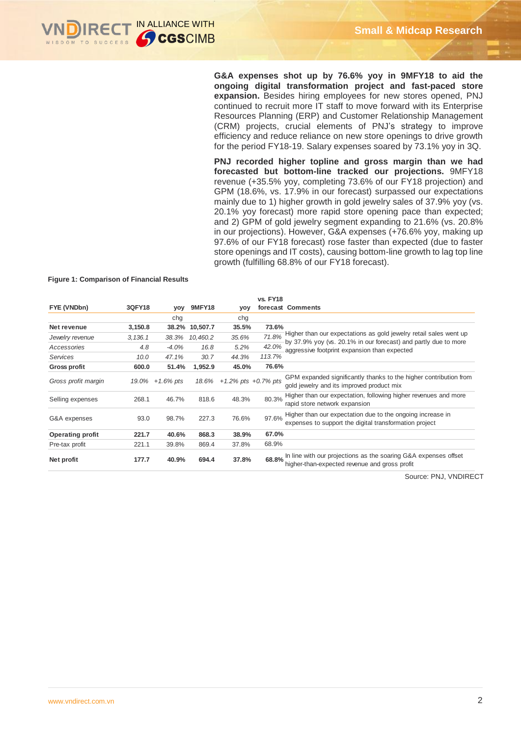**G&A expenses shot up by 76.6% yoy in 9MFY18 to aid the ongoing digital transformation project and fast-paced store expansion.** Besides hiring employees for new stores opened, PNJ continued to recruit more IT staff to move forward with its Enterprise Resources Planning (ERP) and Customer Relationship Management (CRM) projects, crucial elements of PNJ's strategy to improve efficiency and reduce reliance on new store openings to drive growth for the period FY18-19. Salary expenses soared by 73.1% yoy in 3Q.

**PNJ recorded higher topline and gross margin than we had forecasted but bottom-line tracked our projections.** 9MFY18 revenue (+35.5% yoy, completing 73.6% of our FY18 projection) and GPM (18.6%, vs. 17.9% in our forecast) surpassed our expectations mainly due to 1) higher growth in gold jewelry sales of 37.9% yoy (vs. 20.1% yoy forecast) more rapid store opening pace than expected; and 2) GPM of gold jewelry segment expanding to 21.6% (vs. 20.8% in our projections). However, G&A expenses (+76.6% yoy, making up 97.6% of our FY18 forecast) rose faster than expected (due to faster store openings and IT costs), causing bottom-line growth to lag top line growth (fulfilling 68.8% of our FY18 forecast).

**Figure 1: Comparison of Financial Results**

| FYE (VNDbn) | 3QFY18 | yoy chg | 9MFY18 | yoy chg | vs. FY18 forecast | Comments |
|---|---|---|---|---|---|---|
| **Net revenue** | **3,150.8** | **38.2%** | **10,507.7** | **35.5%** | **73.6%** | Higher than our expectations as gold jewelry retail sales went up by 37.9% yoy (vs. 20.1% in our forecast) and partly due to more aggressive footprint expansion than expected |
| *Jewelry revenue* | *3,136.1* | *38.3%* | *10,460.2* | *35.6%* | *71.8%* | |
| *Accessories* | *4.8* | *-4.0%* | *16.8* | *5.2%* | *42.0%* | |
| *Services* | *10.0* | *47.1%* | *30.7* | *44.3%* | *113.7%* | |
| **Gross profit** | **600.0** | **51.4%** | **1,952.9** | **45.0%** | **76.6%** | |
| *Gross profit margin* | *19.0%* | *+1.6% pts* | *18.6%* | *+1.2% pts* | *+0.7% pts* | GPM expanded significantly thanks to the higher contribution from gold jewelry and its improved product mix |
| Selling expenses | 268.1 | 46.7% | 818.6 | 48.3% | 80.3% | Higher than our expectation, following higher revenues and more rapid store network expansion |
| G&A expenses | 93.0 | 98.7% | 227.3 | 76.6% | 97.6% | Higher than our expectation due to the ongoing increase in expenses to support the digital transformation project |
| **Operating profit** | **221.7** | **40.6%** | **868.3** | **38.9%** | **67.0%** | |
| Pre-tax profit | 221.1 | 39.8% | 869.4 | 37.8% | 68.9% | |
| **Net profit** | **177.7** | **40.9%** | **694.4** | **37.8%** | **68.8%** | In line with our projections as the soaring G&A expenses offset higher-than-expected revenue and gross profit |

Source: PNJ, VNDIRECT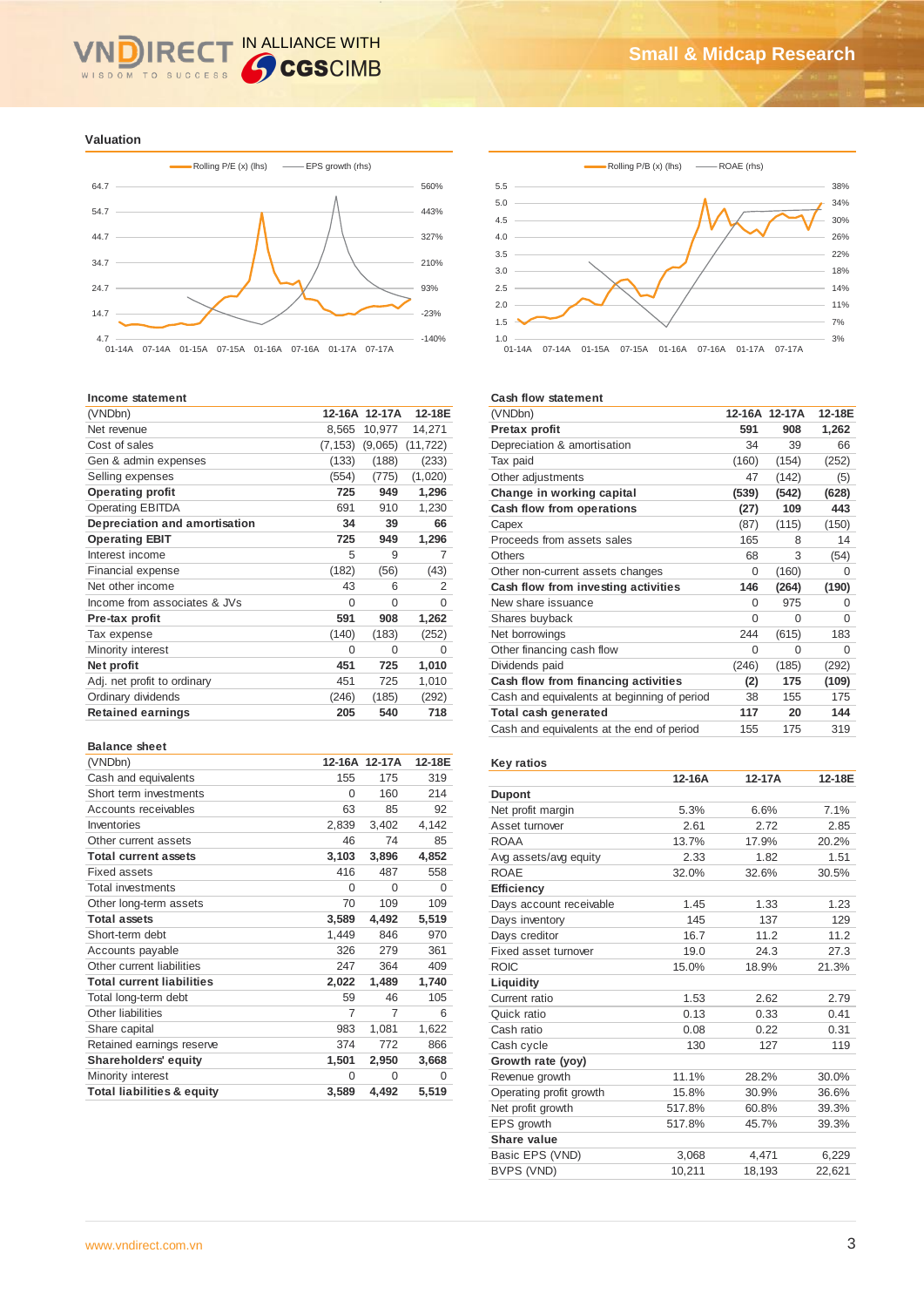## Valuation

Rolling P/E (x) (lhs) — EPS growth (rhs)

Rolling P/B (x) (lhs) — ROAE (rhs)

### Income statement

| (VNDbn) | 12-16A | 12-17A | 12-18E |
|---|---|---|---|
| Net revenue | 8,565 | 10,977 | 14,271 |
| Cost of sales | (7,153) | (9,065) | (11,722) |
| Gen & admin expenses | (133) | (188) | (233) |
| Selling expenses | (554) | (775) | (1,020) |
| **Operating profit** | **725** | **949** | **1,296** |
| Operating EBITDA | 691 | 910 | 1,230 |
| **Depreciation and amortisation** | **34** | **39** | **66** |
| **Operating EBIT** | **725** | **949** | **1,296** |
| Interest income | 5 | 9 | 7 |
| Financial expense | (182) | (56) | (43) |
| Net other income | 43 | 6 | 2 |
| Income from associates & JVs | 0 | 0 | 0 |
| **Pre-tax profit** | **591** | **908** | **1,262** |
| Tax expense | (140) | (183) | (252) |
| Minority interest | 0 | 0 | 0 |
| **Net profit** | **451** | **725** | **1,010** |
| Adj. net profit to ordinary | 451 | 725 | 1,010 |
| Ordinary dividends | (246) | (185) | (292) |
| **Retained earnings** | **205** | **540** | **718** |

### Balance sheet

| (VNDbn) | 12-16A | 12-17A | 12-18E |
|---|---|---|---|
| Cash and equivalents | 155 | 175 | 319 |
| Short term investments | 0 | 160 | 214 |
| Accounts receivables | 63 | 85 | 92 |
| Inventories | 2,839 | 3,402 | 4,142 |
| Other current assets | 46 | 74 | 85 |
| **Total current assets** | **3,103** | **3,896** | **4,852** |
| Fixed assets | 416 | 487 | 558 |
| Total investments | 0 | 0 | 0 |
| Other long-term assets | 70 | 109 | 109 |
| **Total assets** | **3,589** | **4,492** | **5,519** |
| Short-term debt | 1,449 | 846 | 970 |
| Accounts payable | 326 | 279 | 361 |
| Other current liabilities | 247 | 364 | 409 |
| **Total current liabilities** | **2,022** | **1,489** | **1,740** |
| Total long-term debt | 59 | 46 | 105 |
| Other liabilities | 7 | 7 | 6 |
| Share capital | 983 | 1,081 | 1,622 |
| Retained earnings reserve | 374 | 772 | 866 |
| **Shareholders' equity** | **1,501** | **2,950** | **3,668** |
| Minority interest | 0 | 0 | 0 |
| **Total liabilities & equity** | **3,589** | **4,492** | **5,519** |

### Cash flow statement

| (VNDbn) | 12-16A | 12-17A | 12-18E |
|---|---|---|---|
| **Pretax profit** | **591** | **908** | **1,262** |
| Depreciation & amortisation | 34 | 39 | 66 |
| Tax paid | (160) | (154) | (252) |
| Other adjustments | 47 | (142) | (5) |
| **Change in working capital** | **(539)** | **(542)** | **(628)** |
| **Cash flow from operations** | **(27)** | **109** | **443** |
| Capex | (87) | (115) | (150) |
| Proceeds from assets sales | 165 | 8 | 14 |
| Others | 68 | 3 | (54) |
| Other non-current assets changes | 0 | (160) | 0 |
| **Cash flow from investing activities** | **146** | **(264)** | **(190)** |
| New share issuance | 0 | 975 | 0 |
| Shares buyback | 0 | 0 | 0 |
| Net borrowings | 244 | (615) | 183 |
| Other financing cash flow | 0 | 0 | 0 |
| Dividends paid | (246) | (185) | (292) |
| **Cash flow from financing activities** | **(2)** | **175** | **(109)** |
| Cash and equivalents at beginning of period | 38 | 155 | 175 |
| **Total cash generated** | **117** | **20** | **144** |
| Cash and equivalents at the end of period | 155 | 175 | 319 |

### Key ratios

| | 12-16A | 12-17A | 12-18E |
|---|---|---|---|
| **Dupont** | | | |
| Net profit margin | 5.3% | 6.6% | 7.1% |
| Asset turnover | 2.61 | 2.72 | 2.85 |
| ROAA | 13.7% | 17.9% | 20.2% |
| Avg assets/avg equity | 2.33 | 1.82 | 1.51 |
| ROAE | 32.0% | 32.6% | 30.5% |
| **Efficiency** | | | |
| Days account receivable | 1.45 | 1.33 | 1.23 |
| Days inventory | 145 | 137 | 129 |
| Days creditor | 16.7 | 11.2 | 11.2 |
| Fixed asset turnover | 19.0 | 24.3 | 27.3 |
| ROIC | 15.0% | 18.9% | 21.3% |
| **Liquidity** | | | |
| Current ratio | 1.53 | 2.62 | 2.79 |
| Quick ratio | 0.13 | 0.33 | 0.41 |
| Cash ratio | 0.08 | 0.22 | 0.31 |
| Cash cycle | 130 | 127 | 119 |
| **Growth rate (yoy)** | | | |
| Revenue growth | 11.1% | 28.2% | 30.0% |
| Operating profit growth | 15.8% | 30.9% | 36.6% |
| Net profit growth | 517.8% | 60.8% | 39.3% |
| EPS growth | 517.8% | 45.7% | 39.3% |
| **Share value** | | | |
| Basic EPS (VND) | 3,068 | 4,471 | 6,229 |
| BVPS (VND) | 10,211 | 18,193 | 22,621 |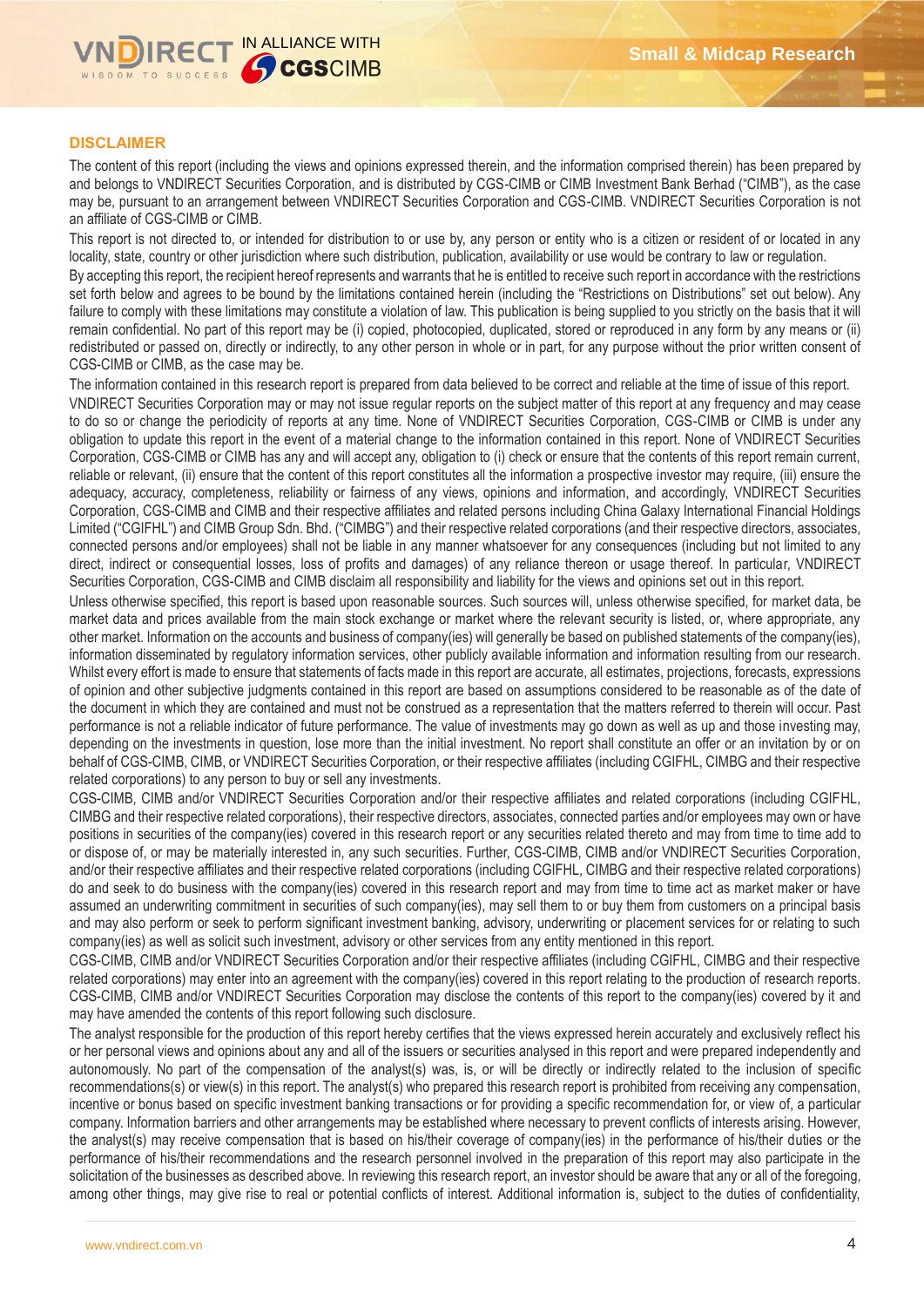## DISCLAIMER

The content of this report (including the views and opinions expressed therein, and the information comprised therein) has been prepared by and belongs to VNDIRECT Securities Corporation, and is distributed by CGS-CIMB or CIMB Investment Bank Berhad ("CIMB"), as the case may be, pursuant to an arrangement between VNDIRECT Securities Corporation and CGS-CIMB. VNDIRECT Securities Corporation is not an affiliate of CGS-CIMB or CIMB.

This report is not directed to, or intended for distribution to or use by, any person or entity who is a citizen or resident of or located in any locality, state, country or other jurisdiction where such distribution, publication, availability or use would be contrary to law or regulation.

By accepting this report, the recipient hereof represents and warrants that he is entitled to receive such report in accordance with the restrictions set forth below and agrees to be bound by the limitations contained herein (including the "Restrictions on Distributions" set out below). Any failure to comply with these limitations may constitute a violation of law. This publication is being supplied to you strictly on the basis that it will remain confidential. No part of this report may be (i) copied, photocopied, duplicated, stored or reproduced in any form by any means or (ii) redistributed or passed on, directly or indirectly, to any other person in whole or in part, for any purpose without the prior written consent of CGS-CIMB or CIMB, as the case may be.

The information contained in this research report is prepared from data believed to be correct and reliable at the time of issue of this report. VNDIRECT Securities Corporation may or may not issue regular reports on the subject matter of this report at any frequency and may cease to do so or change the periodicity of reports at any time. None of VNDIRECT Securities Corporation, CGS-CIMB or CIMB is under any obligation to update this report in the event of a material change to the information contained in this report. None of VNDIRECT Securities Corporation, CGS-CIMB or CIMB has any and will accept any, obligation to (i) check or ensure that the contents of this report remain current, reliable or relevant, (ii) ensure that the content of this report constitutes all the information a prospective investor may require, (iii) ensure the adequacy, accuracy, completeness, reliability or fairness of any views, opinions and information, and accordingly, VNDIRECT Securities Corporation, CGS-CIMB and CIMB and their respective affiliates and related persons including China Galaxy International Financial Holdings Limited ("CGIFHL") and CIMB Group Sdn. Bhd. ("CIMBG") and their respective related corporations (and their respective directors, associates, connected persons and/or employees) shall not be liable in any manner whatsoever for any consequences (including but not limited to any direct, indirect or consequential losses, loss of profits and damages) of any reliance thereon or usage thereof. In particular, VNDIRECT Securities Corporation, CGS-CIMB and CIMB disclaim all responsibility and liability for the views and opinions set out in this report.

Unless otherwise specified, this report is based upon reasonable sources. Such sources will, unless otherwise specified, for market data, be market data and prices available from the main stock exchange or market where the relevant security is listed, or, where appropriate, any other market. Information on the accounts and business of company(ies) will generally be based on published statements of the company(ies), information disseminated by regulatory information services, other publicly available information and information resulting from our research. Whilst every effort is made to ensure that statements of facts made in this report are accurate, all estimates, projections, forecasts, expressions of opinion and other subjective judgments contained in this report are based on assumptions considered to be reasonable as of the date of the document in which they are contained and must not be construed as a representation that the matters referred to therein will occur. Past performance is not a reliable indicator of future performance. The value of investments may go down as well as up and those investing may, depending on the investments in question, lose more than the initial investment. No report shall constitute an offer or an invitation by or on behalf of CGS-CIMB, CIMB, or VNDIRECT Securities Corporation, or their respective affiliates (including CGIFHL, CIMBG and their respective related corporations) to any person to buy or sell any investments.

CGS-CIMB, CIMB and/or VNDIRECT Securities Corporation and/or their respective affiliates and related corporations (including CGIFHL, CIMBG and their respective related corporations), their respective directors, associates, connected parties and/or employees may own or have positions in securities of the company(ies) covered in this research report or any securities related thereto and may from time to time add to or dispose of, or may be materially interested in, any such securities. Further, CGS-CIMB, CIMB and/or VNDIRECT Securities Corporation, and/or their respective affiliates and their respective related corporations (including CGIFHL, CIMBG and their respective related corporations) do and seek to do business with the company(ies) covered in this research report and may from time to time act as market maker or have assumed an underwriting commitment in securities of such company(ies), may sell them to or buy them from customers on a principal basis and may also perform or seek to perform significant investment banking, advisory, underwriting or placement services for or relating to such company(ies) as well as solicit such investment, advisory or other services from any entity mentioned in this report.

CGS-CIMB, CIMB and/or VNDIRECT Securities Corporation and/or their respective affiliates (including CGIFHL, CIMBG and their respective related corporations) may enter into an agreement with the company(ies) covered in this report relating to the production of research reports. CGS-CIMB, CIMB and/or VNDIRECT Securities Corporation may disclose the contents of this report to the company(ies) covered by it and may have amended the contents of this report following such disclosure.

The analyst responsible for the production of this report hereby certifies that the views expressed herein accurately and exclusively reflect his or her personal views and opinions about any and all of the issuers or securities analysed in this report and were prepared independently and autonomously. No part of the compensation of the analyst(s) was, is, or will be directly or indirectly related to the inclusion of specific recommendations(s) or view(s) in this report. The analyst(s) who prepared this research report is prohibited from receiving any compensation, incentive or bonus based on specific investment banking transactions or for providing a specific recommendation for, or view of, a particular company. Information barriers and other arrangements may be established where necessary to prevent conflicts of interests arising. However, the analyst(s) may receive compensation that is based on his/their coverage of company(ies) in the performance of his/their duties or the performance of his/their recommendations and the research personnel involved in the preparation of this report may also participate in the solicitation of the businesses as described above. In reviewing this research report, an investor should be aware that any or all of the foregoing, among other things, may give rise to real or potential conflicts of interest. Additional information is, subject to the duties of confidentiality,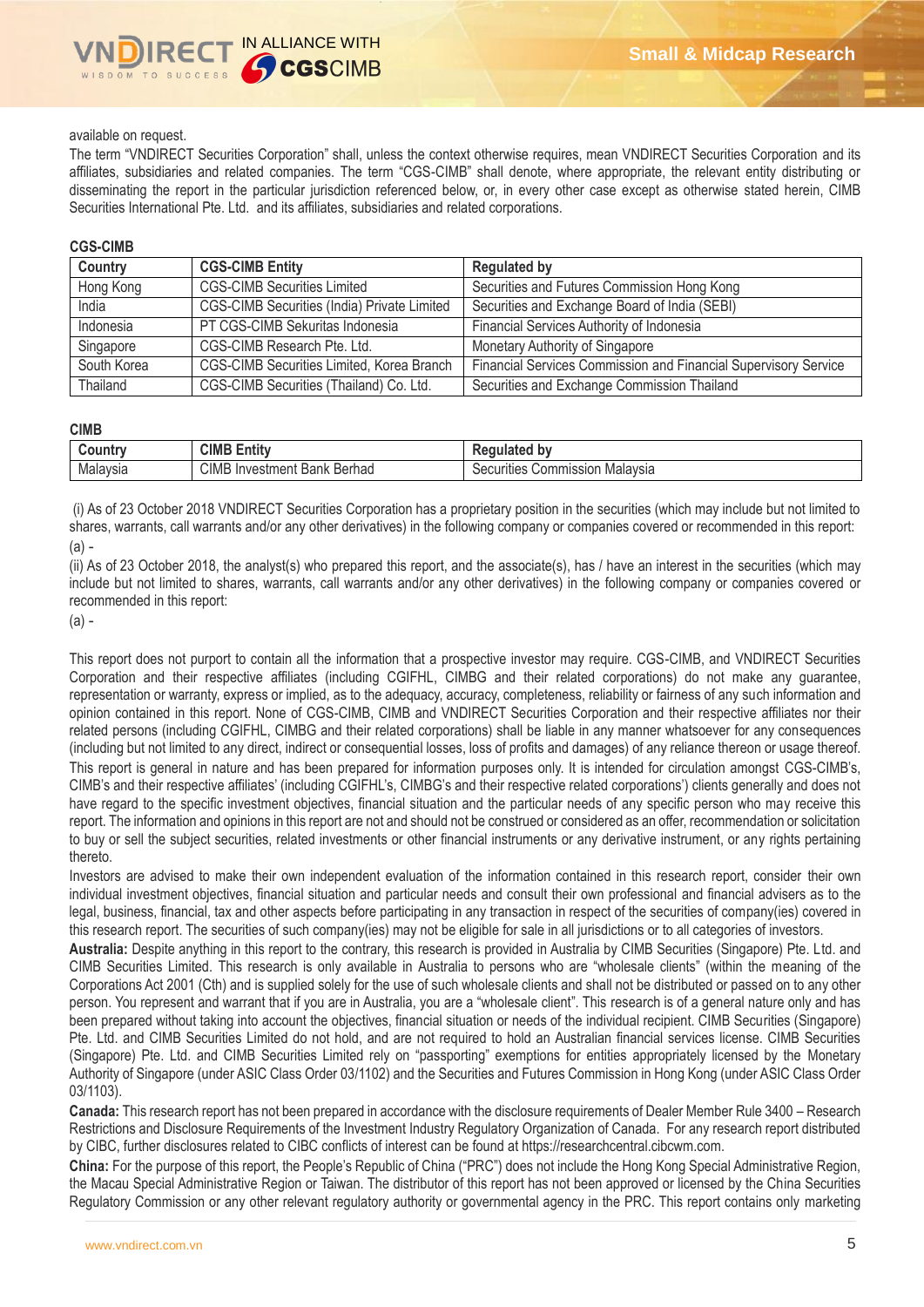available on request.

The term "VNDIRECT Securities Corporation" shall, unless the context otherwise requires, mean VNDIRECT Securities Corporation and its affiliates, subsidiaries and related companies. The term "CGS-CIMB" shall denote, where appropriate, the relevant entity distributing or disseminating the report in the particular jurisdiction referenced below, or, in every other case except as otherwise stated herein, CIMB Securities International Pte. Ltd. and its affiliates, subsidiaries and related corporations.

**CGS-CIMB**

| Country | CGS-CIMB Entity | Regulated by |
|---|---|---|
| Hong Kong | CGS-CIMB Securities Limited | Securities and Futures Commission Hong Kong |
| India | CGS-CIMB Securities (India) Private Limited | Securities and Exchange Board of India (SEBI) |
| Indonesia | PT CGS-CIMB Sekuritas Indonesia | Financial Services Authority of Indonesia |
| Singapore | CGS-CIMB Research Pte. Ltd. | Monetary Authority of Singapore |
| South Korea | CGS-CIMB Securities Limited, Korea Branch | Financial Services Commission and Financial Supervisory Service |
| Thailand | CGS-CIMB Securities (Thailand) Co. Ltd. | Securities and Exchange Commission Thailand |

**CIMB**

| Country | CIMB Entity | Regulated by |
|---|---|---|
| Malaysia | CIMB Investment Bank Berhad | Securities Commission Malaysia |

(i) As of 23 October 2018 VNDIRECT Securities Corporation has a proprietary position in the securities (which may include but not limited to shares, warrants, call warrants and/or any other derivatives) in the following company or companies covered or recommended in this report:

(a) -

(ii) As of 23 October 2018, the analyst(s) who prepared this report, and the associate(s), has / have an interest in the securities (which may include but not limited to shares, warrants, call warrants and/or any other derivatives) in the following company or companies covered or recommended in this report:

(a) -

This report does not purport to contain all the information that a prospective investor may require. CGS-CIMB, and VNDIRECT Securities Corporation and their respective affiliates (including CGIFHL, CIMBG and their related corporations) do not make any guarantee, representation or warranty, express or implied, as to the adequacy, accuracy, completeness, reliability or fairness of any such information and opinion contained in this report. None of CGS-CIMB, CIMB and VNDIRECT Securities Corporation and their respective affiliates nor their related persons (including CGIFHL, CIMBG and their related corporations) shall be liable in any manner whatsoever for any consequences (including but not limited to any direct, indirect or consequential losses, loss of profits and damages) of any reliance thereon or usage thereof.

This report is general in nature and has been prepared for information purposes only. It is intended for circulation amongst CGS-CIMB's, CIMB's and their respective affiliates' (including CGIFHL's, CIMBG's and their respective related corporations') clients generally and does not have regard to the specific investment objectives, financial situation and the particular needs of any specific person who may receive this report. The information and opinions in this report are not and should not be construed or considered as an offer, recommendation or solicitation to buy or sell the subject securities, related investments or other financial instruments or any derivative instrument, or any rights pertaining thereto.

Investors are advised to make their own independent evaluation of the information contained in this research report, consider their own individual investment objectives, financial situation and particular needs and consult their own professional and financial advisers as to the legal, business, financial, tax and other aspects before participating in any transaction in respect of the securities of company(ies) covered in this research report. The securities of such company(ies) may not be eligible for sale in all jurisdictions or to all categories of investors.

**Australia:** Despite anything in this report to the contrary, this research is provided in Australia by CIMB Securities (Singapore) Pte. Ltd. and CIMB Securities Limited. This research is only available in Australia to persons who are "wholesale clients" (within the meaning of the Corporations Act 2001 (Cth) and is supplied solely for the use of such wholesale clients and shall not be distributed or passed on to any other person. You represent and warrant that if you are in Australia, you are a "wholesale client". This research is of a general nature only and has been prepared without taking into account the objectives, financial situation or needs of the individual recipient. CIMB Securities (Singapore) Pte. Ltd. and CIMB Securities Limited do not hold, and are not required to hold an Australian financial services license. CIMB Securities (Singapore) Pte. Ltd. and CIMB Securities Limited rely on "passporting" exemptions for entities appropriately licensed by the Monetary Authority of Singapore (under ASIC Class Order 03/1102) and the Securities and Futures Commission in Hong Kong (under ASIC Class Order 03/1103).

**Canada:** This research report has not been prepared in accordance with the disclosure requirements of Dealer Member Rule 3400 – Research Restrictions and Disclosure Requirements of the Investment Industry Regulatory Organization of Canada. For any research report distributed by CIBC, further disclosures related to CIBC conflicts of interest can be found at https://researchcentral.cibcwm.com.

**China:** For the purpose of this report, the People's Republic of China ("PRC") does not include the Hong Kong Special Administrative Region, the Macau Special Administrative Region or Taiwan. The distributor of this report has not been approved or licensed by the China Securities Regulatory Commission or any other relevant regulatory authority or governmental agency in the PRC. This report contains only marketing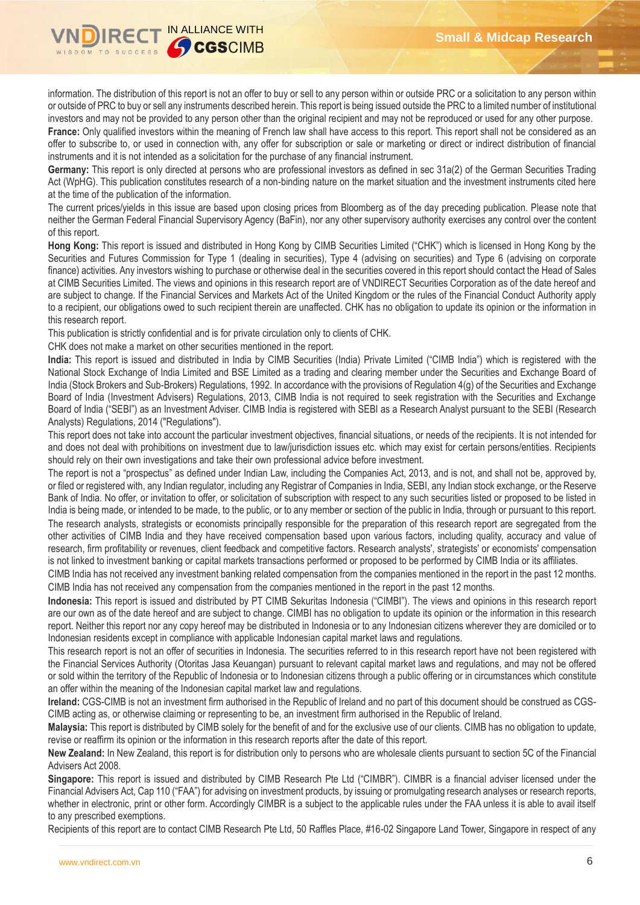information. The distribution of this report is not an offer to buy or sell to any person within or outside PRC or a solicitation to any person within or outside of PRC to buy or sell any instruments described herein. This report is being issued outside the PRC to a limited number of institutional investors and may not be provided to any person other than the original recipient and may not be reproduced or used for any other purpose.

**France:** Only qualified investors within the meaning of French law shall have access to this report. This report shall not be considered as an offer to subscribe to, or used in connection with, any offer for subscription or sale or marketing or direct or indirect distribution of financial instruments and it is not intended as a solicitation for the purchase of any financial instrument.

**Germany:** This report is only directed at persons who are professional investors as defined in sec 31a(2) of the German Securities Trading Act (WpHG). This publication constitutes research of a non-binding nature on the market situation and the investment instruments cited here at the time of the publication of the information.

The current prices/yields in this issue are based upon closing prices from Bloomberg as of the day preceding publication. Please note that neither the German Federal Financial Supervisory Agency (BaFin), nor any other supervisory authority exercises any control over the content of this report.

**Hong Kong:** This report is issued and distributed in Hong Kong by CIMB Securities Limited ("CHK") which is licensed in Hong Kong by the Securities and Futures Commission for Type 1 (dealing in securities), Type 4 (advising on securities) and Type 6 (advising on corporate finance) activities. Any investors wishing to purchase or otherwise deal in the securities covered in this report should contact the Head of Sales at CIMB Securities Limited. The views and opinions in this research report are of VNDIRECT Securities Corporation as of the date hereof and are subject to change. If the Financial Services and Markets Act of the United Kingdom or the rules of the Financial Conduct Authority apply to a recipient, our obligations owed to such recipient therein are unaffected. CHK has no obligation to update its opinion or the information in this research report.

This publication is strictly confidential and is for private circulation only to clients of CHK.

CHK does not make a market on other securities mentioned in the report.

**India:** This report is issued and distributed in India by CIMB Securities (India) Private Limited ("CIMB India") which is registered with the National Stock Exchange of India Limited and BSE Limited as a trading and clearing member under the Securities and Exchange Board of India (Stock Brokers and Sub-Brokers) Regulations, 1992. In accordance with the provisions of Regulation 4(g) of the Securities and Exchange Board of India (Investment Advisers) Regulations, 2013, CIMB India is not required to seek registration with the Securities and Exchange Board of India ("SEBI") as an Investment Adviser. CIMB India is registered with SEBI as a Research Analyst pursuant to the SEBI (Research Analysts) Regulations, 2014 ("Regulations").

This report does not take into account the particular investment objectives, financial situations, or needs of the recipients. It is not intended for and does not deal with prohibitions on investment due to law/jurisdiction issues etc. which may exist for certain persons/entities. Recipients should rely on their own investigations and take their own professional advice before investment.

The report is not a "prospectus" as defined under Indian Law, including the Companies Act, 2013, and is not, and shall not be, approved by, or filed or registered with, any Indian regulator, including any Registrar of Companies in India, SEBI, any Indian stock exchange, or the Reserve Bank of India. No offer, or invitation to offer, or solicitation of subscription with respect to any such securities listed or proposed to be listed in India is being made, or intended to be made, to the public, or to any member or section of the public in India, through or pursuant to this report.

The research analysts, strategists or economists principally responsible for the preparation of this research report are segregated from the other activities of CIMB India and they have received compensation based upon various factors, including quality, accuracy and value of research, firm profitability or revenues, client feedback and competitive factors. Research analysts', strategists' or economists' compensation is not linked to investment banking or capital markets transactions performed or proposed to be performed by CIMB India or its affiliates.

CIMB India has not received any investment banking related compensation from the companies mentioned in the report in the past 12 months.

CIMB India has not received any compensation from the companies mentioned in the report in the past 12 months.

**Indonesia:** This report is issued and distributed by PT CIMB Sekuritas Indonesia ("CIMBI"). The views and opinions in this research report are our own as of the date hereof and are subject to change. CIMBI has no obligation to update its opinion or the information in this research report. Neither this report nor any copy hereof may be distributed in Indonesia or to any Indonesian citizens wherever they are domiciled or to Indonesian residents except in compliance with applicable Indonesian capital market laws and regulations.

This research report is not an offer of securities in Indonesia. The securities referred to in this research report have not been registered with the Financial Services Authority (Otoritas Jasa Keuangan) pursuant to relevant capital market laws and regulations, and may not be offered or sold within the territory of the Republic of Indonesia or to Indonesian citizens through a public offering or in circumstances which constitute an offer within the meaning of the Indonesian capital market law and regulations.

**Ireland:** CGS-CIMB is not an investment firm authorised in the Republic of Ireland and no part of this document should be construed as CGS-CIMB acting as, or otherwise claiming or representing to be, an investment firm authorised in the Republic of Ireland.

**Malaysia:** This report is distributed by CIMB solely for the benefit of and for the exclusive use of our clients. CIMB has no obligation to update, revise or reaffirm its opinion or the information in this research reports after the date of this report.

**New Zealand:** In New Zealand, this report is for distribution only to persons who are wholesale clients pursuant to section 5C of the Financial Advisers Act 2008.

**Singapore:** This report is issued and distributed by CIMB Research Pte Ltd ("CIMBR"). CIMBR is a financial adviser licensed under the Financial Advisers Act, Cap 110 ("FAA") for advising on investment products, by issuing or promulgating research analyses or research reports, whether in electronic, print or other form. Accordingly CIMBR is a subject to the applicable rules under the FAA unless it is able to avail itself to any prescribed exemptions.

Recipients of this report are to contact CIMB Research Pte Ltd, 50 Raffles Place, #16-02 Singapore Land Tower, Singapore in respect of any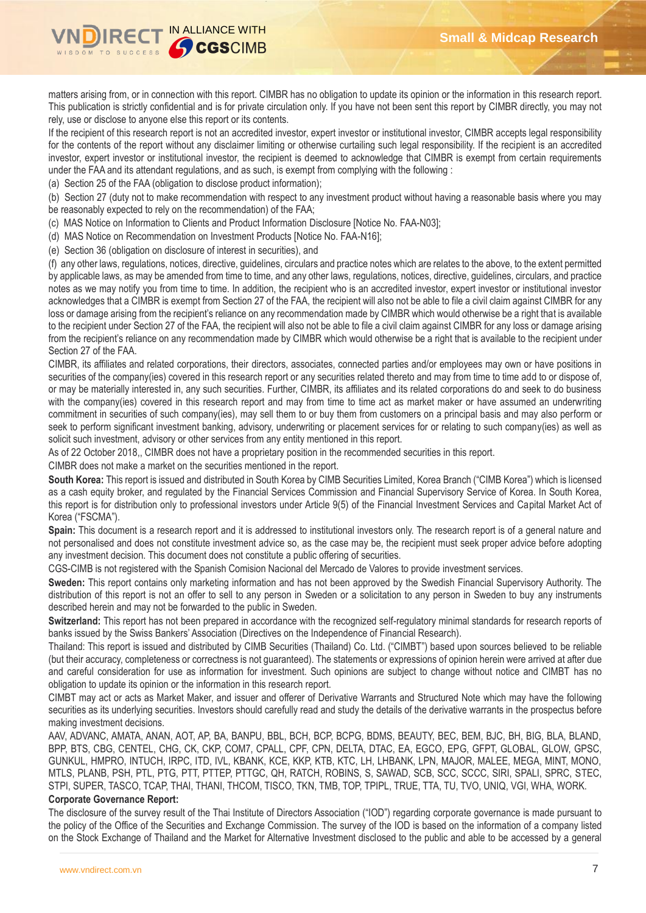matters arising from, or in connection with this report. CIMBR has no obligation to update its opinion or the information in this research report. This publication is strictly confidential and is for private circulation only. If you have not been sent this report by CIMBR directly, you may not rely, use or disclose to anyone else this report or its contents.

If the recipient of this research report is not an accredited investor, expert investor or institutional investor, CIMBR accepts legal responsibility for the contents of the report without any disclaimer limiting or otherwise curtailing such legal responsibility. If the recipient is an accredited investor, expert investor or institutional investor, the recipient is deemed to acknowledge that CIMBR is exempt from certain requirements under the FAA and its attendant regulations, and as such, is exempt from complying with the following :

(a) Section 25 of the FAA (obligation to disclose product information);

(b) Section 27 (duty not to make recommendation with respect to any investment product without having a reasonable basis where you may be reasonably expected to rely on the recommendation) of the FAA;

(c) MAS Notice on Information to Clients and Product Information Disclosure [Notice No. FAA-N03];

(d) MAS Notice on Recommendation on Investment Products [Notice No. FAA-N16];

(e) Section 36 (obligation on disclosure of interest in securities), and

(f) any other laws, regulations, notices, directive, guidelines, circulars and practice notes which are relates to the above, to the extent permitted by applicable laws, as may be amended from time to time, and any other laws, regulations, notices, directive, guidelines, circulars, and practice notes as we may notify you from time to time. In addition, the recipient who is an accredited investor, expert investor or institutional investor acknowledges that a CIMBR is exempt from Section 27 of the FAA, the recipient will also not be able to file a civil claim against CIMBR for any loss or damage arising from the recipient's reliance on any recommendation made by CIMBR which would otherwise be a right that is available to the recipient under Section 27 of the FAA, the recipient will also not be able to file a civil claim against CIMBR for any loss or damage arising from the recipient's reliance on any recommendation made by CIMBR which would otherwise be a right that is available to the recipient under Section 27 of the FAA.

CIMBR, its affiliates and related corporations, their directors, associates, connected parties and/or employees may own or have positions in securities of the company(ies) covered in this research report or any securities related thereto and may from time to time add to or dispose of, or may be materially interested in, any such securities. Further, CIMBR, its affiliates and its related corporations do and seek to do business with the company(ies) covered in this research report and may from time to time act as market maker or have assumed an underwriting commitment in securities of such company(ies), may sell them to or buy them from customers on a principal basis and may also perform or seek to perform significant investment banking, advisory, underwriting or placement services for or relating to such company(ies) as well as solicit such investment, advisory or other services from any entity mentioned in this report.

As of 22 October 2018,, CIMBR does not have a proprietary position in the recommended securities in this report.

CIMBR does not make a market on the securities mentioned in the report.

**South Korea:** This report is issued and distributed in South Korea by CIMB Securities Limited, Korea Branch ("CIMB Korea") which is licensed as a cash equity broker, and regulated by the Financial Services Commission and Financial Supervisory Service of Korea. In South Korea, this report is for distribution only to professional investors under Article 9(5) of the Financial Investment Services and Capital Market Act of Korea ("FSCMA").

**Spain:** This document is a research report and it is addressed to institutional investors only. The research report is of a general nature and not personalised and does not constitute investment advice so, as the case may be, the recipient must seek proper advice before adopting any investment decision. This document does not constitute a public offering of securities.

CGS-CIMB is not registered with the Spanish Comision Nacional del Mercado de Valores to provide investment services.

**Sweden:** This report contains only marketing information and has not been approved by the Swedish Financial Supervisory Authority. The distribution of this report is not an offer to sell to any person in Sweden or a solicitation to any person in Sweden to buy any instruments described herein and may not be forwarded to the public in Sweden.

**Switzerland:** This report has not been prepared in accordance with the recognized self-regulatory minimal standards for research reports of banks issued by the Swiss Bankers' Association (Directives on the Independence of Financial Research).

Thailand: This report is issued and distributed by CIMB Securities (Thailand) Co. Ltd. ("CIMBT") based upon sources believed to be reliable (but their accuracy, completeness or correctness is not guaranteed). The statements or expressions of opinion herein were arrived at after due and careful consideration for use as information for investment. Such opinions are subject to change without notice and CIMBT has no obligation to update its opinion or the information in this research report.

CIMBT may act or acts as Market Maker, and issuer and offerer of Derivative Warrants and Structured Note which may have the following securities as its underlying securities. Investors should carefully read and study the details of the derivative warrants in the prospectus before making investment decisions.

AAV, ADVANC, AMATA, ANAN, AOT, AP, BA, BANPU, BBL, BCH, BCP, BCPG, BDMS, BEAUTY, BEC, BEM, BJC, BH, BIG, BLA, BLAND, BPP, BTS, CBG, CENTEL, CHG, CK, CKP, COM7, CPALL, CPF, CPN, DELTA, DTAC, EA, EGCO, EPG, GFPT, GLOBAL, GLOW, GPSC, GUNKUL, HMPRO, INTUCH, IRPC, ITD, IVL, KBANK, KCE, KKP, KTB, KTC, LH, LHBANK, LPN, MAJOR, MALEE, MEGA, MINT, MONO, MTLS, PLANB, PSH, PTL, PTG, PTT, PTTEP, PTTGC, QH, RATCH, ROBINS, S, SAWAD, SCB, SCC, SCCC, SIRI, SPALI, SPRC, STEC, STPI, SUPER, TASCO, TCAP, THAI, THANI, THCOM, TISCO, TKN, TMB, TOP, TPIPL, TRUE, TTA, TU, TVO, UNIQ, VGI, WHA, WORK.

**Corporate Governance Report:**

The disclosure of the survey result of the Thai Institute of Directors Association ("IOD") regarding corporate governance is made pursuant to the policy of the Office of the Securities and Exchange Commission. The survey of the IOD is based on the information of a company listed on the Stock Exchange of Thailand and the Market for Alternative Investment disclosed to the public and able to be accessed by a general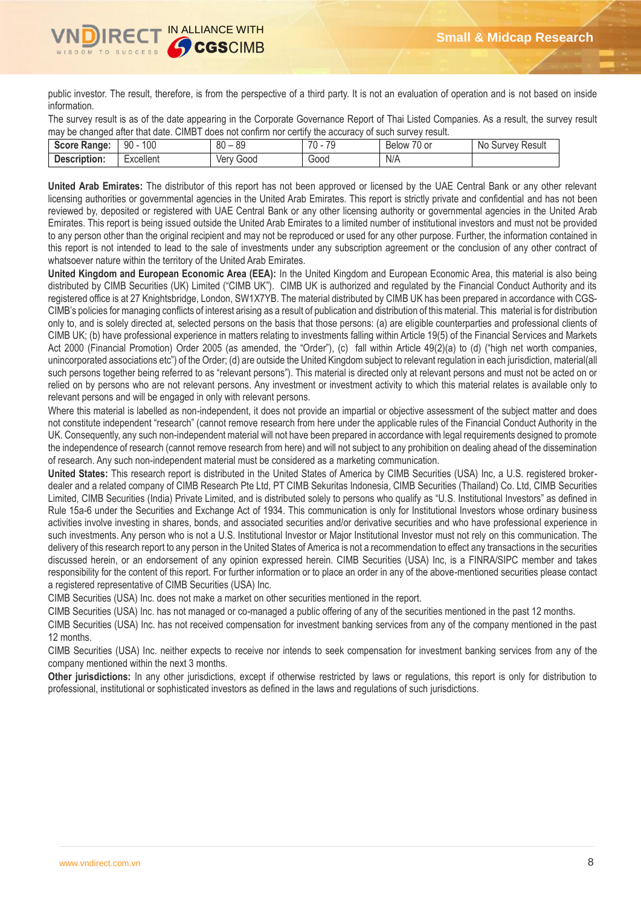public investor. The result, therefore, is from the perspective of a third party. It is not an evaluation of operation and is not based on inside information.

The survey result is as of the date appearing in the Corporate Governance Report of Thai Listed Companies. As a result, the survey result may be changed after that date. CIMBT does not confirm nor certify the accuracy of such survey result.

| **Score Range:** | 90 - 100 | 80 – 89 | 70 - 79 | Below 70 or | No Survey Result |
|---|---|---|---|---|---|
| **Description:** | Excellent | Very Good | Good | N/A | |

**United Arab Emirates:** The distributor of this report has not been approved or licensed by the UAE Central Bank or any other relevant licensing authorities or governmental agencies in the United Arab Emirates. This report is strictly private and confidential and has not been reviewed by, deposited or registered with UAE Central Bank or any other licensing authority or governmental agencies in the United Arab Emirates. This report is being issued outside the United Arab Emirates to a limited number of institutional investors and must not be provided to any person other than the original recipient and may not be reproduced or used for any other purpose. Further, the information contained in this report is not intended to lead to the sale of investments under any subscription agreement or the conclusion of any other contract of whatsoever nature within the territory of the United Arab Emirates.

**United Kingdom and European Economic Area (EEA):** In the United Kingdom and European Economic Area, this material is also being distributed by CIMB Securities (UK) Limited ("CIMB UK"). CIMB UK is authorized and regulated by the Financial Conduct Authority and its registered office is at 27 Knightsbridge, London, SW1X7YB. The material distributed by CIMB UK has been prepared in accordance with CGS-CIMB's policies for managing conflicts of interest arising as a result of publication and distribution of this material. This material is for distribution only to, and is solely directed at, selected persons on the basis that those persons: (a) are eligible counterparties and professional clients of CIMB UK; (b) have professional experience in matters relating to investments falling within Article 19(5) of the Financial Services and Markets Act 2000 (Financial Promotion) Order 2005 (as amended, the "Order"), (c) fall within Article 49(2)(a) to (d) ("high net worth companies, unincorporated associations etc") of the Order; (d) are outside the United Kingdom subject to relevant regulation in each jurisdiction, material(all such persons together being referred to as "relevant persons"). This material is directed only at relevant persons and must not be acted on or relied on by persons who are not relevant persons. Any investment or investment activity to which this material relates is available only to relevant persons and will be engaged in only with relevant persons.

Where this material is labelled as non-independent, it does not provide an impartial or objective assessment of the subject matter and does not constitute independent "research" (cannot remove research from here under the applicable rules of the Financial Conduct Authority in the UK. Consequently, any such non-independent material will not have been prepared in accordance with legal requirements designed to promote the independence of research (cannot remove research from here) and will not subject to any prohibition on dealing ahead of the dissemination of research. Any such non-independent material must be considered as a marketing communication.

**United States:** This research report is distributed in the United States of America by CIMB Securities (USA) Inc, a U.S. registered broker-dealer and a related company of CIMB Research Pte Ltd, PT CIMB Sekuritas Indonesia, CIMB Securities (Thailand) Co. Ltd, CIMB Securities Limited, CIMB Securities (India) Private Limited, and is distributed solely to persons who qualify as "U.S. Institutional Investors" as defined in Rule 15a-6 under the Securities and Exchange Act of 1934. This communication is only for Institutional Investors whose ordinary business activities involve investing in shares, bonds, and associated securities and/or derivative securities and who have professional experience in such investments. Any person who is not a U.S. Institutional Investor or Major Institutional Investor must not rely on this communication. The delivery of this research report to any person in the United States of America is not a recommendation to effect any transactions in the securities discussed herein, or an endorsement of any opinion expressed herein. CIMB Securities (USA) Inc, is a FINRA/SIPC member and takes responsibility for the content of this report. For further information or to place an order in any of the above-mentioned securities please contact a registered representative of CIMB Securities (USA) Inc.

CIMB Securities (USA) Inc. does not make a market on other securities mentioned in the report.

CIMB Securities (USA) Inc. has not managed or co-managed a public offering of any of the securities mentioned in the past 12 months.

CIMB Securities (USA) Inc. has not received compensation for investment banking services from any of the company mentioned in the past 12 months.

CIMB Securities (USA) Inc. neither expects to receive nor intends to seek compensation for investment banking services from any of the company mentioned within the next 3 months.

**Other jurisdictions:** In any other jurisdictions, except if otherwise restricted by laws or regulations, this report is only for distribution to professional, institutional or sophisticated investors as defined in the laws and regulations of such jurisdictions.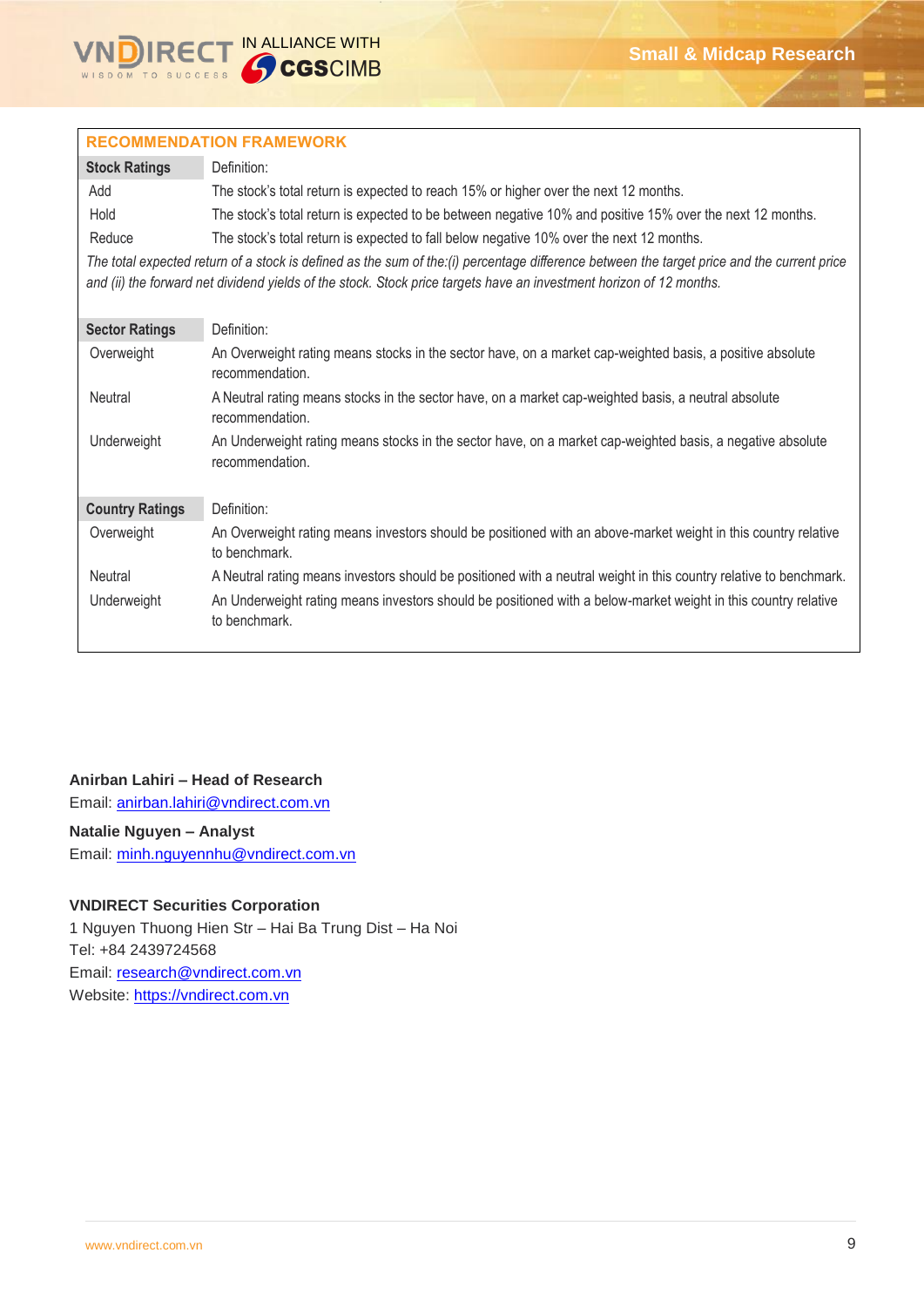## RECOMMENDATION FRAMEWORK

| Stock Ratings | Definition: |
|---|---|
| Add | The stock's total return is expected to reach 15% or higher over the next 12 months. |
| Hold | The stock's total return is expected to be between negative 10% and positive 15% over the next 12 months. |
| Reduce | The stock's total return is expected to fall below negative 10% over the next 12 months. |

*The total expected return of a stock is defined as the sum of the:(i) percentage difference between the target price and the current price and (ii) the forward net dividend yields of the stock. Stock price targets have an investment horizon of 12 months.*

| Sector Ratings | Definition: |
|---|---|
| Overweight | An Overweight rating means stocks in the sector have, on a market cap-weighted basis, a positive absolute recommendation. |
| Neutral | A Neutral rating means stocks in the sector have, on a market cap-weighted basis, a neutral absolute recommendation. |
| Underweight | An Underweight rating means stocks in the sector have, on a market cap-weighted basis, a negative absolute recommendation. |

| Country Ratings | Definition: |
|---|---|
| Overweight | An Overweight rating means investors should be positioned with an above-market weight in this country relative to benchmark. |
| Neutral | A Neutral rating means investors should be positioned with a neutral weight in this country relative to benchmark. |
| Underweight | An Underweight rating means investors should be positioned with a below-market weight in this country relative to benchmark. |

**Anirban Lahiri – Head of Research**
Email: anirban.lahiri@vndirect.com.vn

**Natalie Nguyen – Analyst**
Email: minh.nguyennhu@vndirect.com.vn

**VNDIRECT Securities Corporation**
1 Nguyen Thuong Hien Str – Hai Ba Trung Dist – Ha Noi
Tel: +84 2439724568
Email: research@vndirect.com.vn
Website: https://vndirect.com.vn